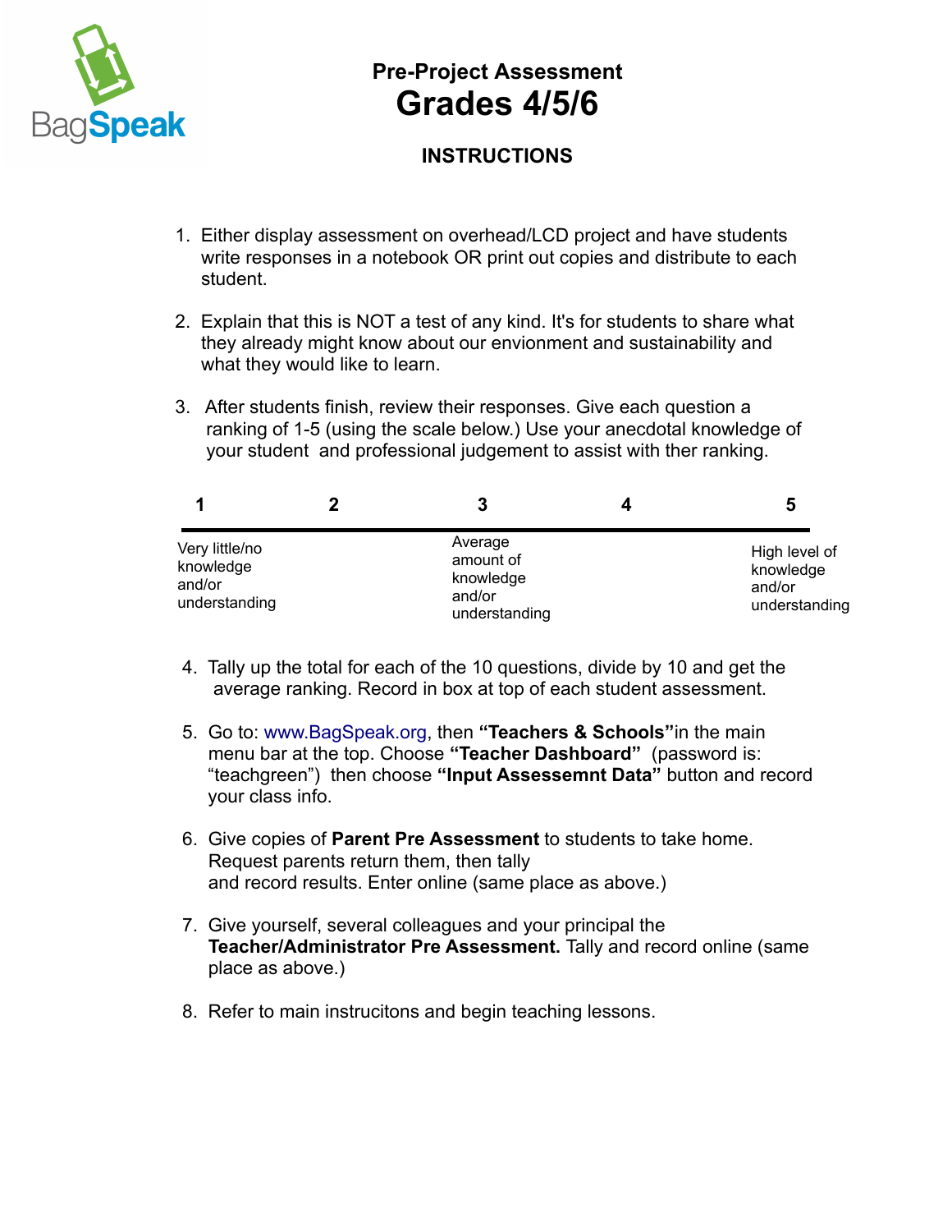BagSpeak

# Pre-Project Assessment
# Grades 4/5/6

## INSTRUCTIONS

1. Either display assessment on overhead/LCD project and have students write responses in a notebook OR print out copies and distribute to each student.

2. Explain that this is NOT a test of any kind. It's for students to share what they already might know about our envionment and sustainability and what they would like to learn.

3. After students finish, review their responses. Give each question a ranking of 1-5 (using the scale below.) Use your anecdotal knowledge of your student and professional judgement to assist with ther ranking.

| 1 | 2 | 3 | 4 | 5 |
|---|---|---|---|---|
| Very little/no knowledge and/or understanding | | Average amount of knowledge and/or understanding | | High level of knowledge and/or understanding |

4. Tally up the total for each of the 10 questions, divide by 10 and get the average ranking. Record in box at top of each student assessment.

5. Go to: www.BagSpeak.org, then **"Teachers & Schools"** in the main menu bar at the top. Choose **"Teacher Dashboard"** (password is: "teachgreen") then choose **"Input Assessemnt Data"** button and record your class info.

6. Give copies of **Parent Pre Assessment** to students to take home. Request parents return them, then tally and record results. Enter online (same place as above.)

7. Give yourself, several colleagues and your principal the **Teacher/Administrator Pre Assessment.** Tally and record online (same place as above.)

8. Refer to main instrucitons and begin teaching lessons.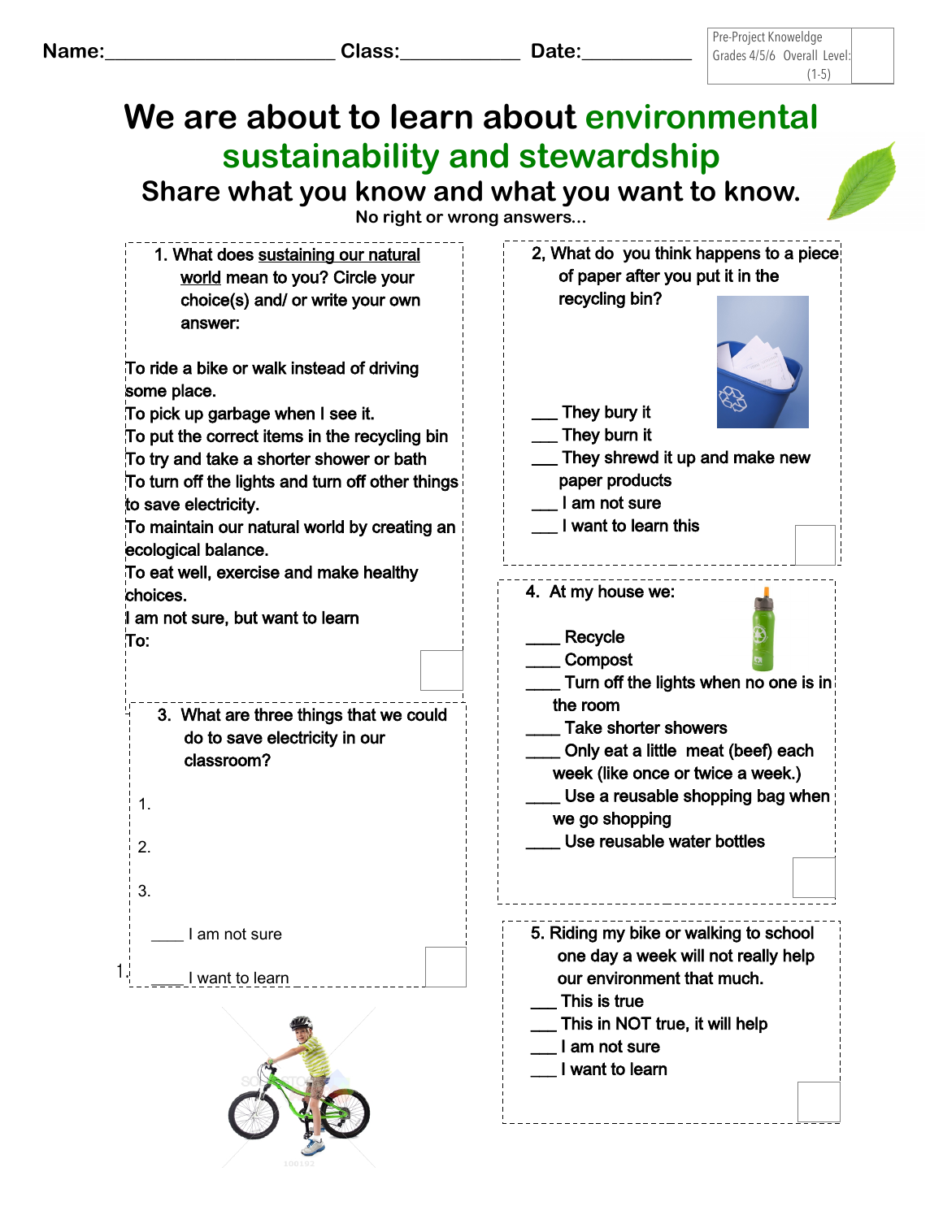Name:______________________ Class:___________ Date:__________

Pre-Project Knowledge Grades 4/5/6 Overall Level: (1-5)

# We are about to learn about environmental sustainability and stewardship

## Share what you know and what you want to know.

No right or wrong answers…

1. What does sustaining our natural world mean to you? Circle your choice(s) and/ or write your own answer:

To ride a bike or walk instead of driving some place.
To pick up garbage when I see it.
To put the correct items in the recycling bin
To try and take a shorter shower or bath
To turn off the lights and turn off other things to save electricity.
To maintain our natural world by creating an ecological balance.
To eat well, exercise and make healthy choices.
I am not sure, but want to learn
To:

2, What do you think happens to a piece of paper after you put it in the recycling bin?

___ They bury it
___ They burn it
___ They shrewd it up and make new paper products
___ I am not sure
___ I want to learn this

3. What are three things that we could do to save electricity in our classroom?

1.

2.

3.

____ I am not sure

____ I want to learn

4. At my house we:

____ Recycle
____ Compost
____ Turn off the lights when no one is in the room
____ Take shorter showers
____ Only eat a little meat (beef) each week (like once or twice a week.)
____ Use a reusable shopping bag when we go shopping
____ Use reusable water bottles

5. Riding my bike or walking to school one day a week will not really help our environment that much.

___ This is true
___ This in NOT true, it will help
___ I am not sure
___ I want to learn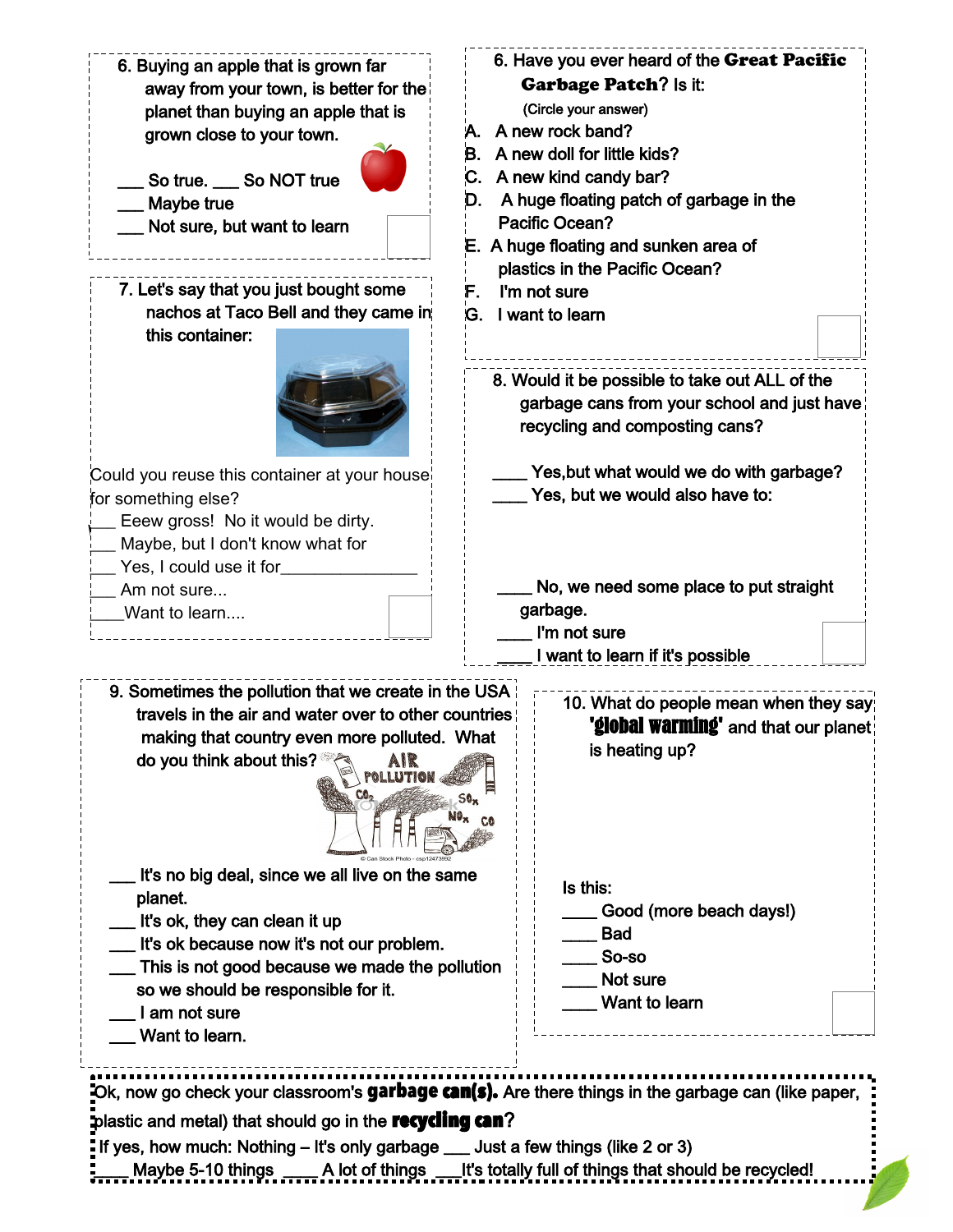6. Buying an apple that is grown far away from your town, is better for the planet than buying an apple that is grown close to your town.

___ So true. ___ So NOT true
___ Maybe true
___ Not sure, but want to learn

6. Have you ever heard of the **Great Pacific Garbage Patch**? Is it:
(Circle your answer)

A. A new rock band?
B. A new doll for little kids?
C. A new kind candy bar?
D. A huge floating patch of garbage in the Pacific Ocean?
E. A huge floating and sunken area of plastics in the Pacific Ocean?
F. I'm not sure
G. I want to learn

7. Let's say that you just bought some nachos at Taco Bell and they came in this container:

Could you reuse this container at your house for something else?

___ Eeew gross! No it would be dirty.
___ Maybe, but I don't know what for
___ Yes, I could use it for_______________
___ Am not sure...
___Want to learn....

8. Would it be possible to take out ALL of the garbage cans from your school and just have recycling and composting cans?

____ Yes,but what would we do with garbage?
____ Yes, but we would also have to:

____ No, we need some place to put straight garbage.
____ I'm not sure
____ I want to learn if it's possible

9. Sometimes the pollution that we create in the USA travels in the air and water over to other countries making that country even more polluted. What do you think about this?

___ It's no big deal, since we all live on the same planet.
___ It's ok, they can clean it up
___ It's ok because now it's not our problem.
___ This is not good because we made the pollution so we should be responsible for it.
___ I am not sure
___ Want to learn.

10. What do people mean when they say **'global warming'** and that our planet is heating up?

Is this:
____ Good (more beach days!)
____ Bad
____ So-so
____ Not sure
____ Want to learn

Ok, now go check your classroom's **garbage can(s).** Are there things in the garbage can (like paper, plastic and metal) that should go in the **recycling can**?

If yes, how much: Nothing – It's only garbage ___ Just a few things (like 2 or 3)
____ Maybe 5-10 things ____ A lot of things ___It's totally full of things that should be recycled!